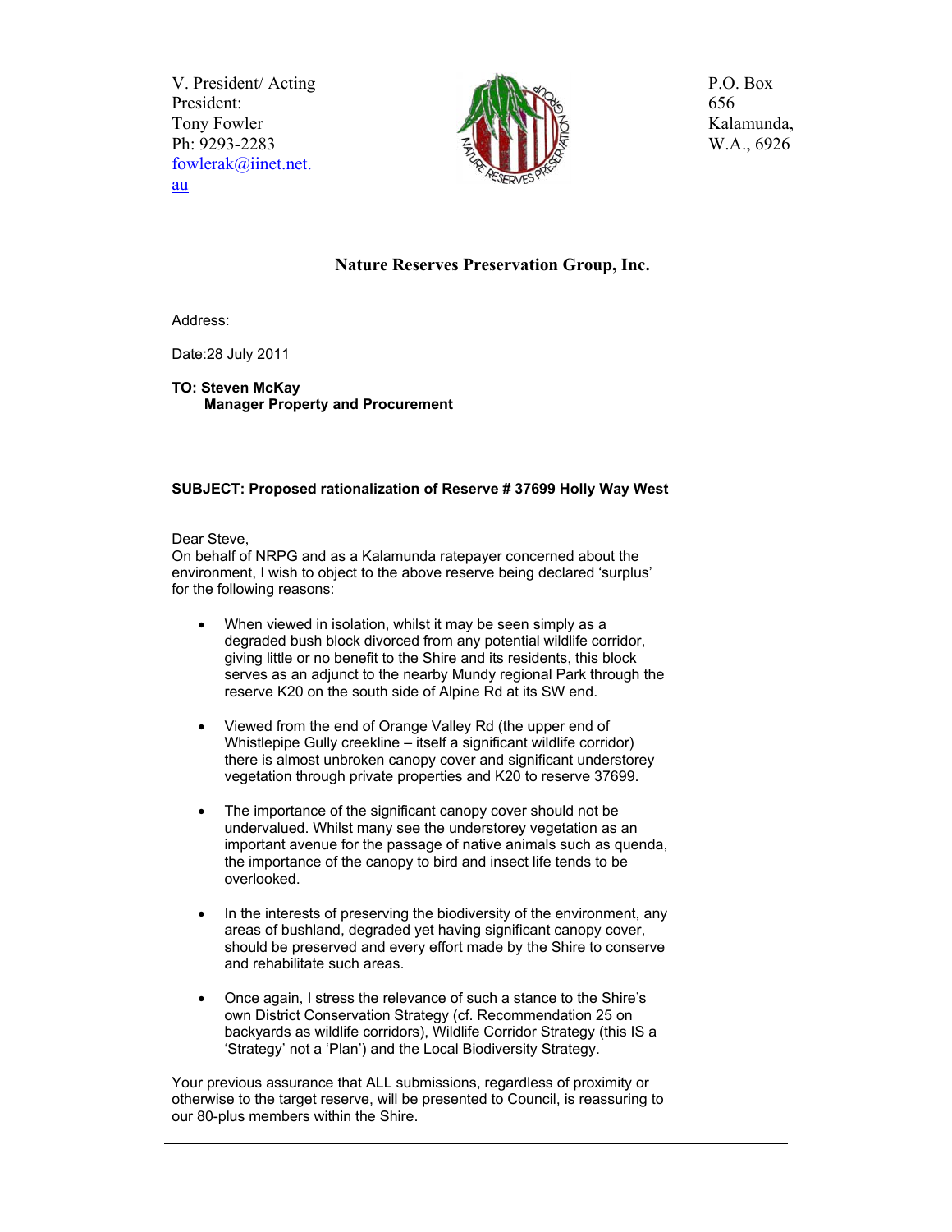V. President/ Acting President:
Tony Fowler
Ph: 9293-2283
fowlerak@iinet.net.au

P.O. Box 656
Kalamunda,
W.A., 6926

## Nature Reserves Preservation Group, Inc.

Address:

Date:28 July 2011

**TO: Steven McKay**
**Manager Property and Procurement**

**SUBJECT: Proposed rationalization of Reserve # 37699 Holly Way West**

Dear Steve,
On behalf of NRPG and as a Kalamunda ratepayer concerned about the environment, I wish to object to the above reserve being declared 'surplus' for the following reasons:

- When viewed in isolation, whilst it may be seen simply as a degraded bush block divorced from any potential wildlife corridor, giving little or no benefit to the Shire and its residents, this block serves as an adjunct to the nearby Mundy regional Park through the reserve K20 on the south side of Alpine Rd at its SW end.

- Viewed from the end of Orange Valley Rd (the upper end of Whistlepipe Gully creekline – itself a significant wildlife corridor) there is almost unbroken canopy cover and significant understorey vegetation through private properties and K20 to reserve 37699.

- The importance of the significant canopy cover should not be undervalued. Whilst many see the understorey vegetation as an important avenue for the passage of native animals such as quenda, the importance of the canopy to bird and insect life tends to be overlooked.

- In the interests of preserving the biodiversity of the environment, any areas of bushland, degraded yet having significant canopy cover, should be preserved and every effort made by the Shire to conserve and rehabilitate such areas.

- Once again, I stress the relevance of such a stance to the Shire's own District Conservation Strategy (cf. Recommendation 25 on backyards as wildlife corridors), Wildlife Corridor Strategy (this IS a 'Strategy' not a 'Plan') and the Local Biodiversity Strategy.

Your previous assurance that ALL submissions, regardless of proximity or otherwise to the target reserve, will be presented to Council, is reassuring to our 80-plus members within the Shire.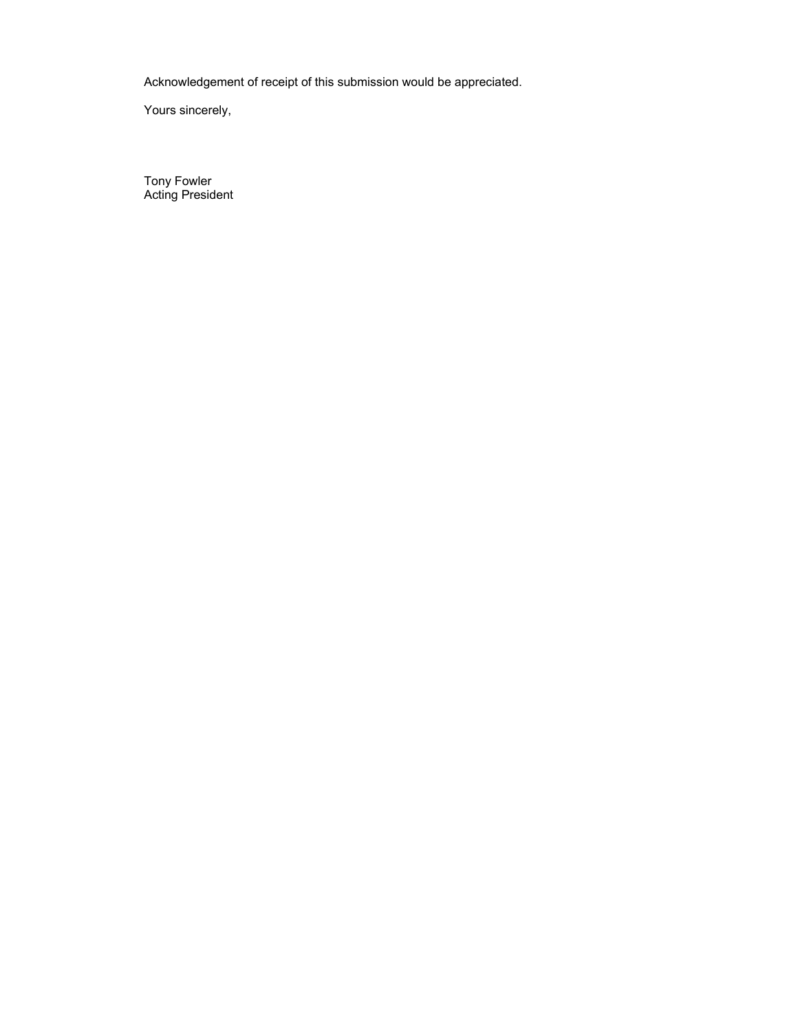Acknowledgement of receipt of this submission would be appreciated.

Yours sincerely,

Tony Fowler
Acting President